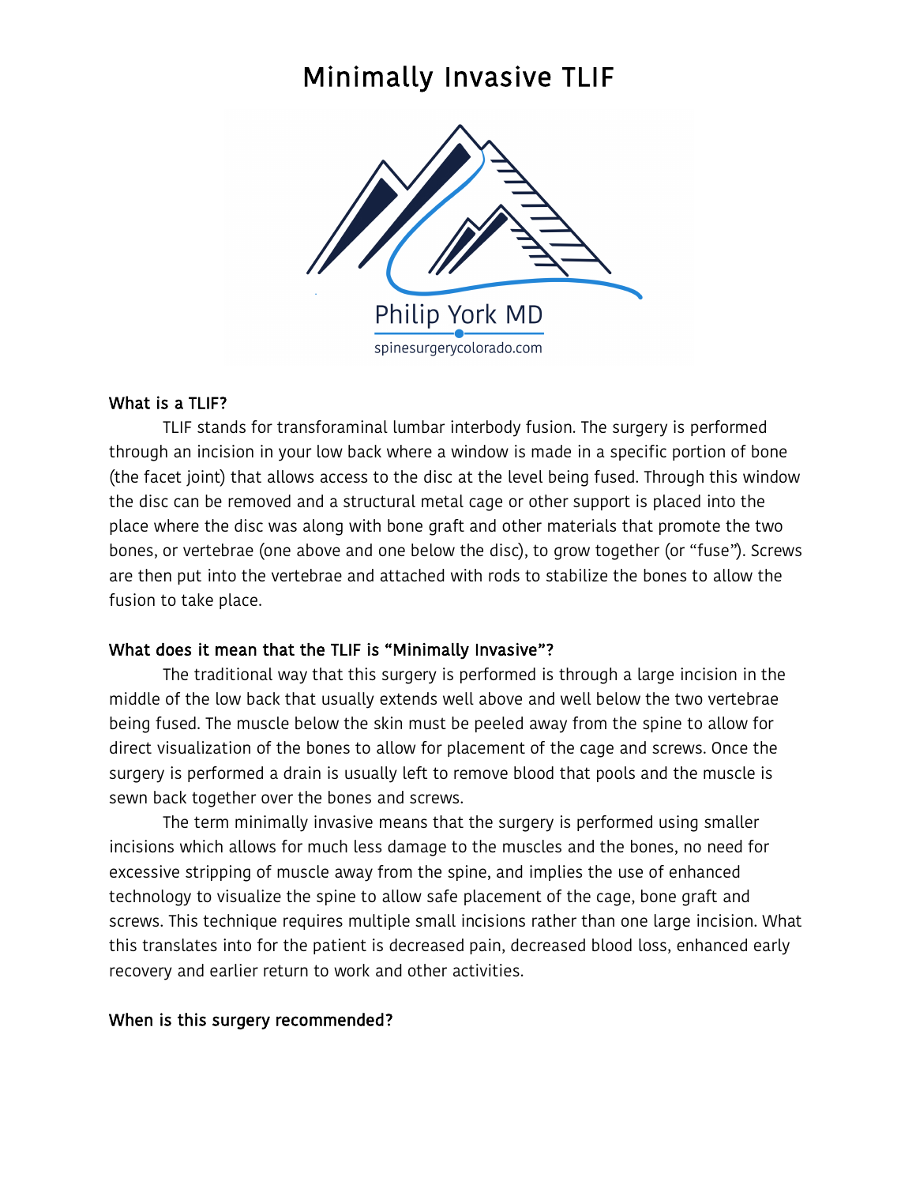# Minimally Invasive TLIF

Philip York MD

spinesurgerycolorado.com

**What is a TLIF?**

TLIF stands for transforaminal lumbar interbody fusion. The surgery is performed through an incision in your low back where a window is made in a specific portion of bone (the facet joint) that allows access to the disc at the level being fused. Through this window the disc can be removed and a structural metal cage or other support is placed into the place where the disc was along with bone graft and other materials that promote the two bones, or vertebrae (one above and one below the disc), to grow together (or "fuse"). Screws are then put into the vertebrae and attached with rods to stabilize the bones to allow the fusion to take place.

**What does it mean that the TLIF is "Minimally Invasive"?**

The traditional way that this surgery is performed is through a large incision in the middle of the low back that usually extends well above and well below the two vertebrae being fused. The muscle below the skin must be peeled away from the spine to allow for direct visualization of the bones to allow for placement of the cage and screws. Once the surgery is performed a drain is usually left to remove blood that pools and the muscle is sewn back together over the bones and screws.

The term minimally invasive means that the surgery is performed using smaller incisions which allows for much less damage to the muscles and the bones, no need for excessive stripping of muscle away from the spine, and implies the use of enhanced technology to visualize the spine to allow safe placement of the cage, bone graft and screws. This technique requires multiple small incisions rather than one large incision. What this translates into for the patient is decreased pain, decreased blood loss, enhanced early recovery and earlier return to work and other activities.

**When is this surgery recommended?**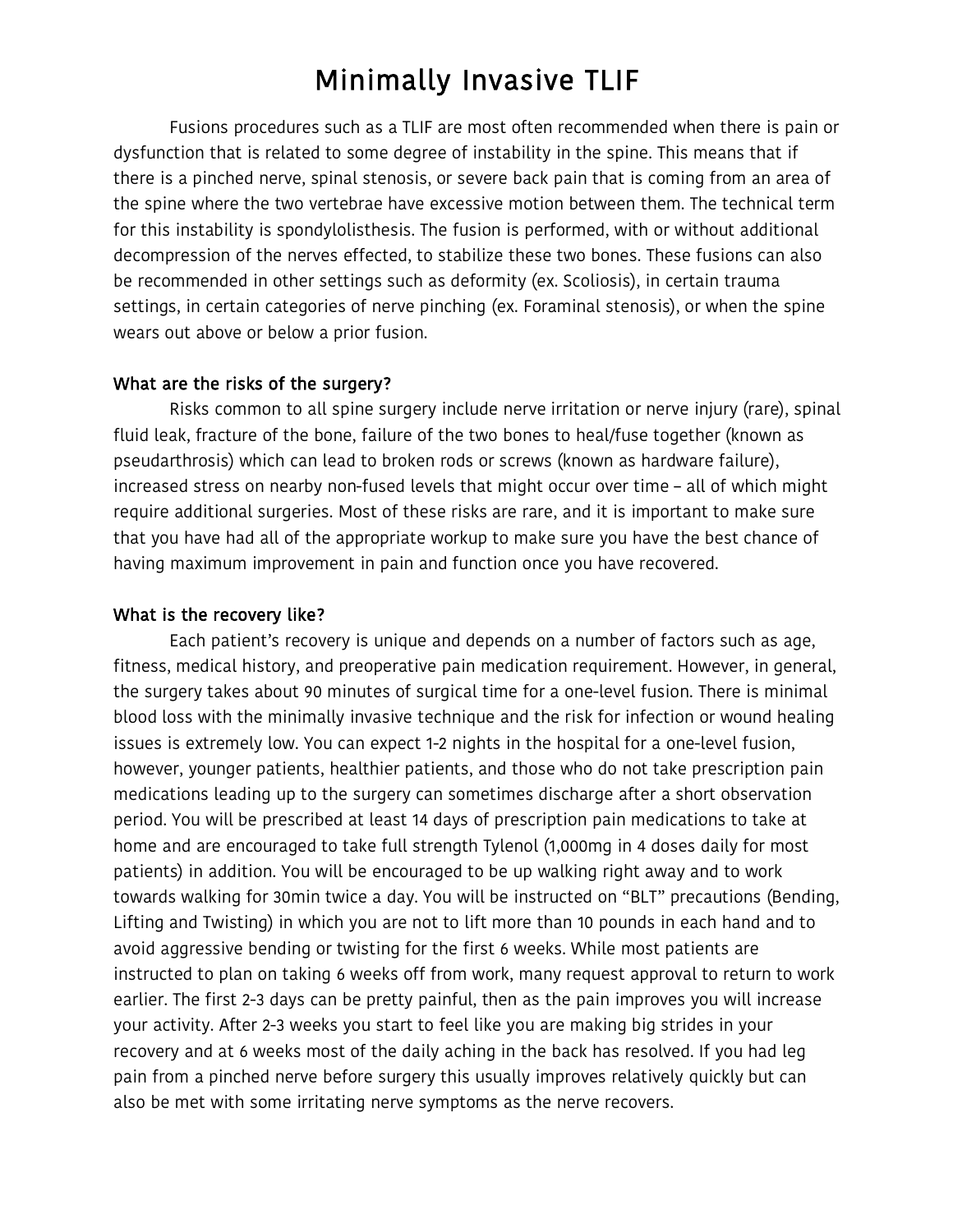# Minimally Invasive TLIF

Fusions procedures such as a TLIF are most often recommended when there is pain or dysfunction that is related to some degree of instability in the spine. This means that if there is a pinched nerve, spinal stenosis, or severe back pain that is coming from an area of the spine where the two vertebrae have excessive motion between them. The technical term for this instability is spondylolisthesis. The fusion is performed, with or without additional decompression of the nerves effected, to stabilize these two bones. These fusions can also be recommended in other settings such as deformity (ex. Scoliosis), in certain trauma settings, in certain categories of nerve pinching (ex. Foraminal stenosis), or when the spine wears out above or below a prior fusion.

### What are the risks of the surgery?

Risks common to all spine surgery include nerve irritation or nerve injury (rare), spinal fluid leak, fracture of the bone, failure of the two bones to heal/fuse together (known as pseudarthrosis) which can lead to broken rods or screws (known as hardware failure), increased stress on nearby non-fused levels that might occur over time – all of which might require additional surgeries. Most of these risks are rare, and it is important to make sure that you have had all of the appropriate workup to make sure you have the best chance of having maximum improvement in pain and function once you have recovered.

### What is the recovery like?

Each patient's recovery is unique and depends on a number of factors such as age, fitness, medical history, and preoperative pain medication requirement. However, in general, the surgery takes about 90 minutes of surgical time for a one-level fusion. There is minimal blood loss with the minimally invasive technique and the risk for infection or wound healing issues is extremely low. You can expect 1-2 nights in the hospital for a one-level fusion, however, younger patients, healthier patients, and those who do not take prescription pain medications leading up to the surgery can sometimes discharge after a short observation period. You will be prescribed at least 14 days of prescription pain medications to take at home and are encouraged to take full strength Tylenol (1,000mg in 4 doses daily for most patients) in addition. You will be encouraged to be up walking right away and to work towards walking for 30min twice a day. You will be instructed on "BLT" precautions (Bending, Lifting and Twisting) in which you are not to lift more than 10 pounds in each hand and to avoid aggressive bending or twisting for the first 6 weeks. While most patients are instructed to plan on taking 6 weeks off from work, many request approval to return to work earlier. The first 2-3 days can be pretty painful, then as the pain improves you will increase your activity. After 2-3 weeks you start to feel like you are making big strides in your recovery and at 6 weeks most of the daily aching in the back has resolved. If you had leg pain from a pinched nerve before surgery this usually improves relatively quickly but can also be met with some irritating nerve symptoms as the nerve recovers.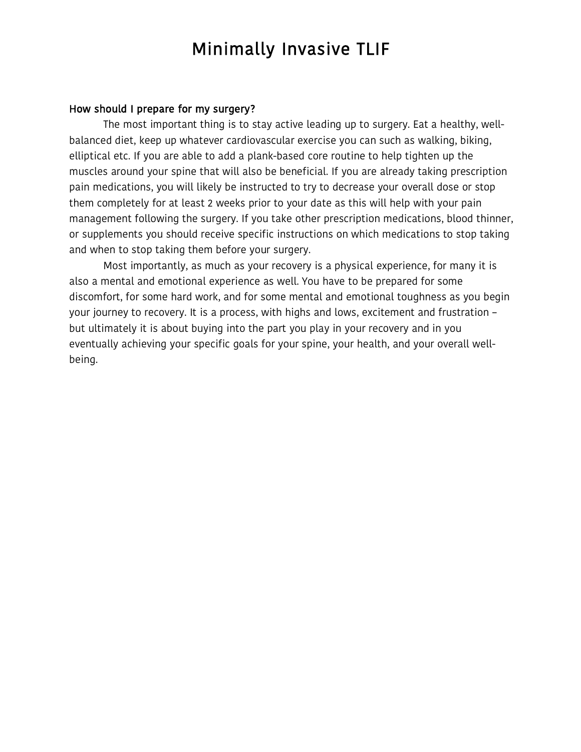# Minimally Invasive TLIF

## How should I prepare for my surgery?

The most important thing is to stay active leading up to surgery. Eat a healthy, well-balanced diet, keep up whatever cardiovascular exercise you can such as walking, biking, elliptical etc. If you are able to add a plank-based core routine to help tighten up the muscles around your spine that will also be beneficial. If you are already taking prescription pain medications, you will likely be instructed to try to decrease your overall dose or stop them completely for at least 2 weeks prior to your date as this will help with your pain management following the surgery. If you take other prescription medications, blood thinner, or supplements you should receive specific instructions on which medications to stop taking and when to stop taking them before your surgery.

Most importantly, as much as your recovery is a physical experience, for many it is also a mental and emotional experience as well. You have to be prepared for some discomfort, for some hard work, and for some mental and emotional toughness as you begin your journey to recovery. It is a process, with highs and lows, excitement and frustration – but ultimately it is about buying into the part you play in your recovery and in you eventually achieving your specific goals for your spine, your health, and your overall well-being.